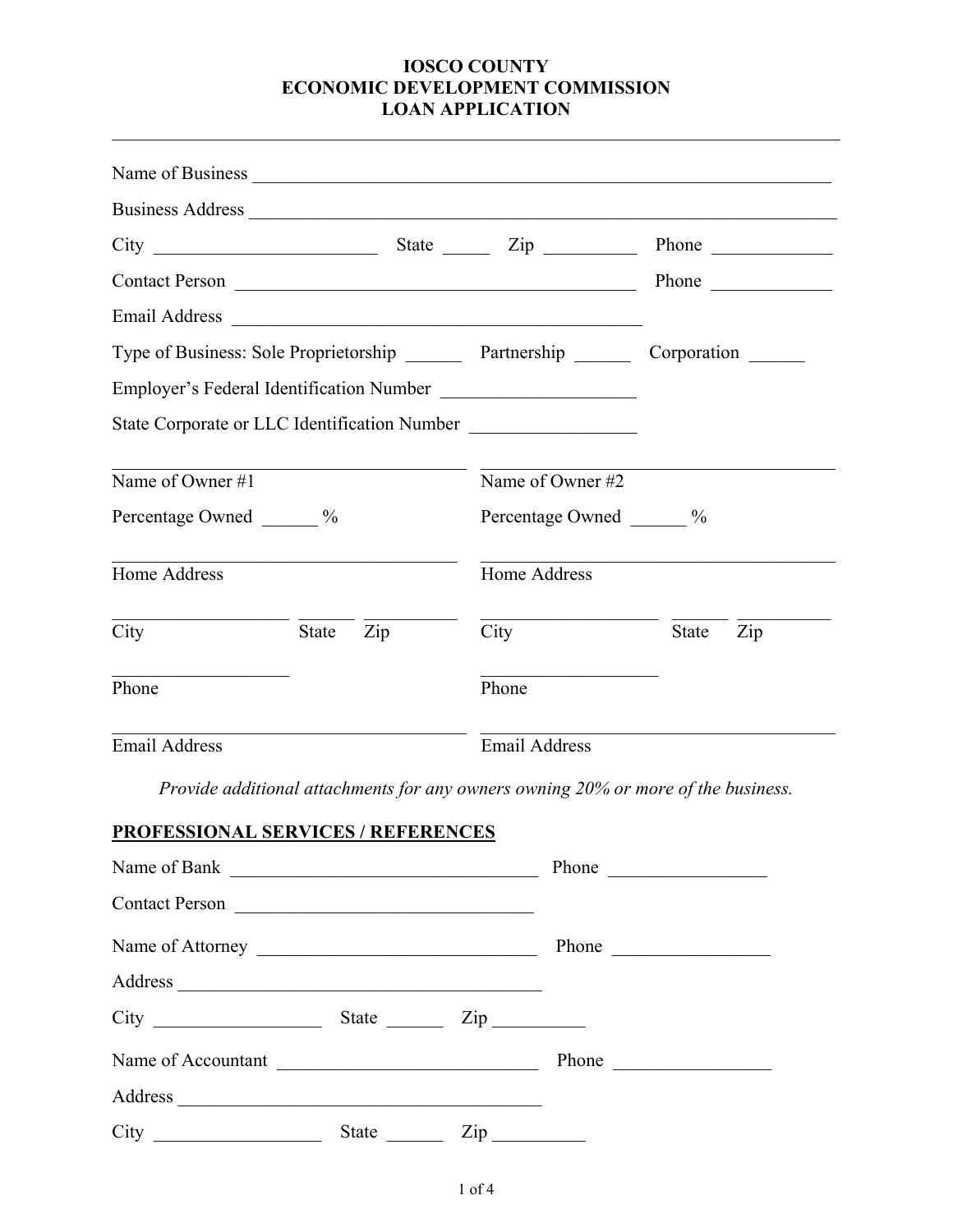# IOSCO COUNTY
# ECONOMIC DEVELOPMENT COMMISSION
# LOAN APPLICATION

---

Name of Business ______________________________________________________________

Business Address ______________________________________________________________

City ________________________ State _____ Zip __________ Phone _____________

Contact Person ____________________________________________ Phone _____________

Email Address ____________________________________________

Type of Business: Sole Proprietorship ______ Partnership ______ Corporation ______

Employer's Federal Identification Number ____________________

State Corporate or LLC Identification Number _________________

| Owner #1 | Owner #2 |
|---|---|
| Name of Owner #1 ________________________ | Name of Owner #2 ________________________ |
| Percentage Owned ______ % | Percentage Owned ______ % |
| Home Address ________________________ | Home Address ________________________ |
| City __________ State ______ Zip __________ | City __________ State ______ Zip __________ |
| Phone ________________ | Phone ________________ |
| Email Address ________________________ | Email Address ________________________ |

*Provide additional attachments for any owners owning 20% or more of the business.*

## PROFESSIONAL SERVICES / REFERENCES

Name of Bank _________________________________ Phone ________________

Contact Person ________________________________

Name of Attorney ______________________________ Phone ________________

Address ________________________________________

City __________________ State ______ Zip __________

Name of Accountant ____________________________ Phone ________________

Address ________________________________________

City __________________ State ______ Zip __________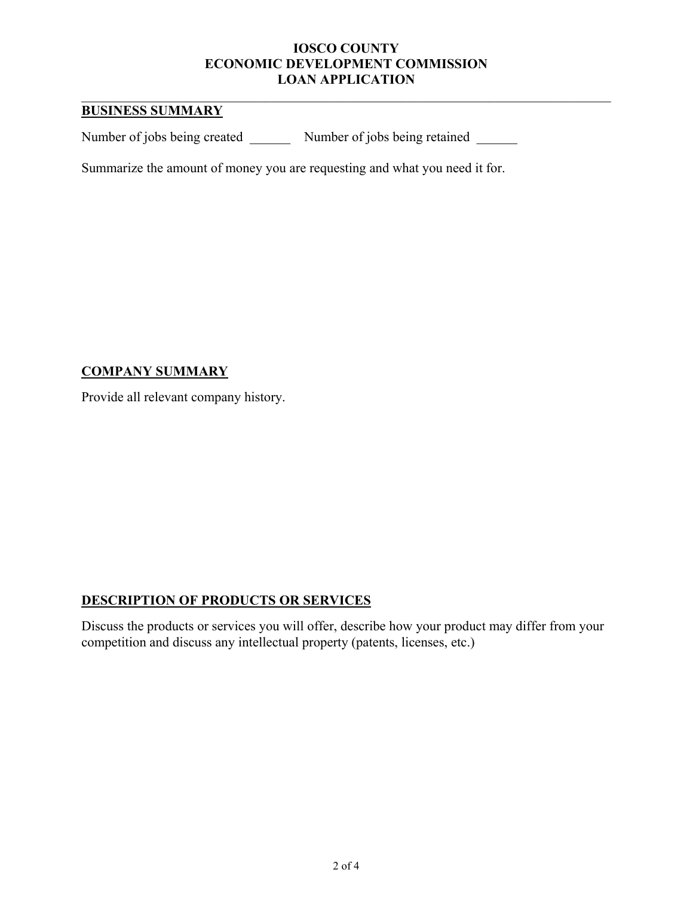**IOSCO COUNTY**
**ECONOMIC DEVELOPMENT COMMISSION**
**LOAN APPLICATION**

---

## BUSINESS SUMMARY

Number of jobs being created ______ Number of jobs being retained ______

Summarize the amount of money you are requesting and what you need it for.

## COMPANY SUMMARY

Provide all relevant company history.

## DESCRIPTION OF PRODUCTS OR SERVICES

Discuss the products or services you will offer, describe how your product may differ from your competition and discuss any intellectual property (patents, licenses, etc.)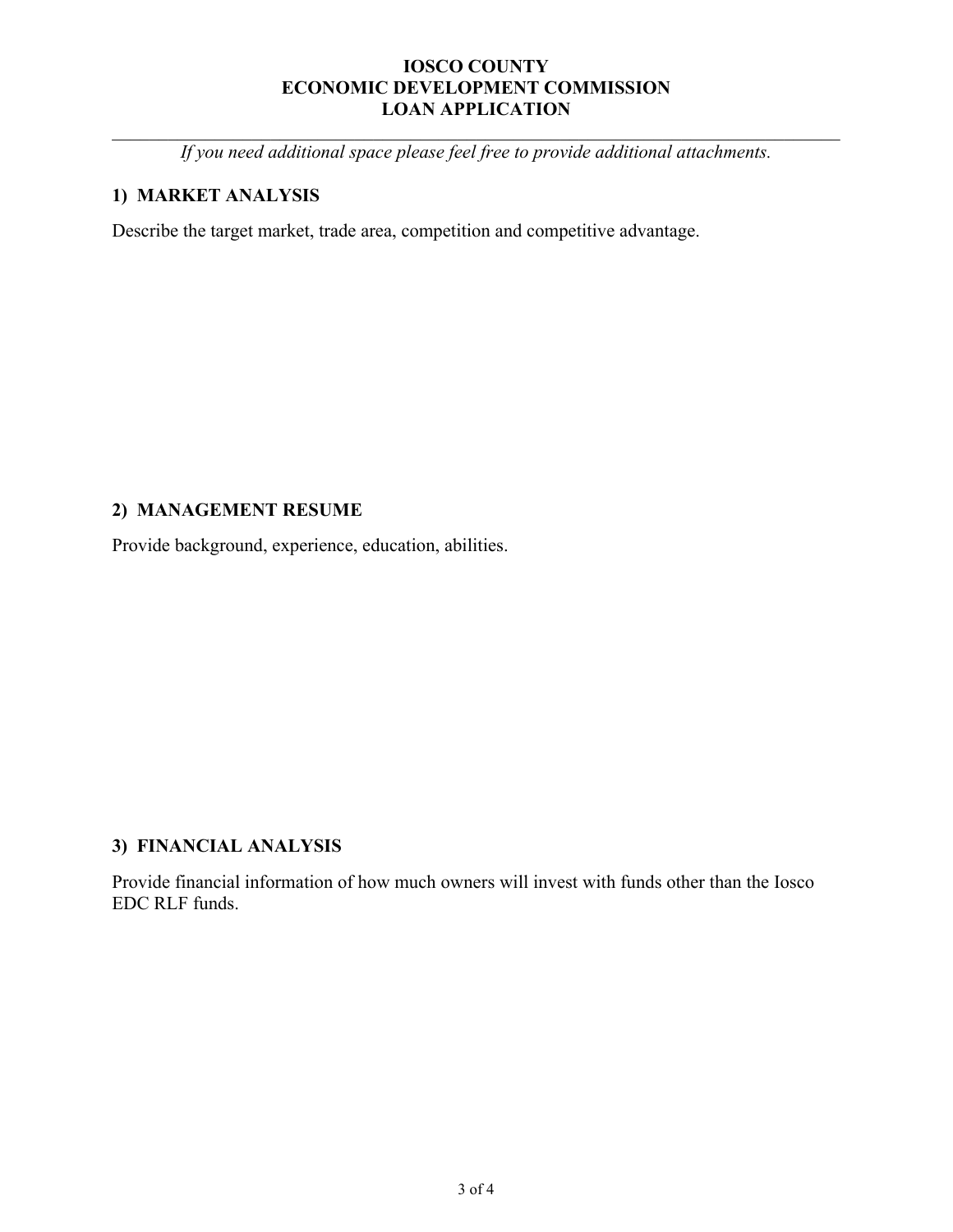# IOSCO COUNTY
# ECONOMIC DEVELOPMENT COMMISSION
# LOAN APPLICATION

---

*If you need additional space please feel free to provide additional attachments.*

## 1) MARKET ANALYSIS

Describe the target market, trade area, competition and competitive advantage.

## 2) MANAGEMENT RESUME

Provide background, experience, education, abilities.

## 3) FINANCIAL ANALYSIS

Provide financial information of how much owners will invest with funds other than the Iosco EDC RLF funds.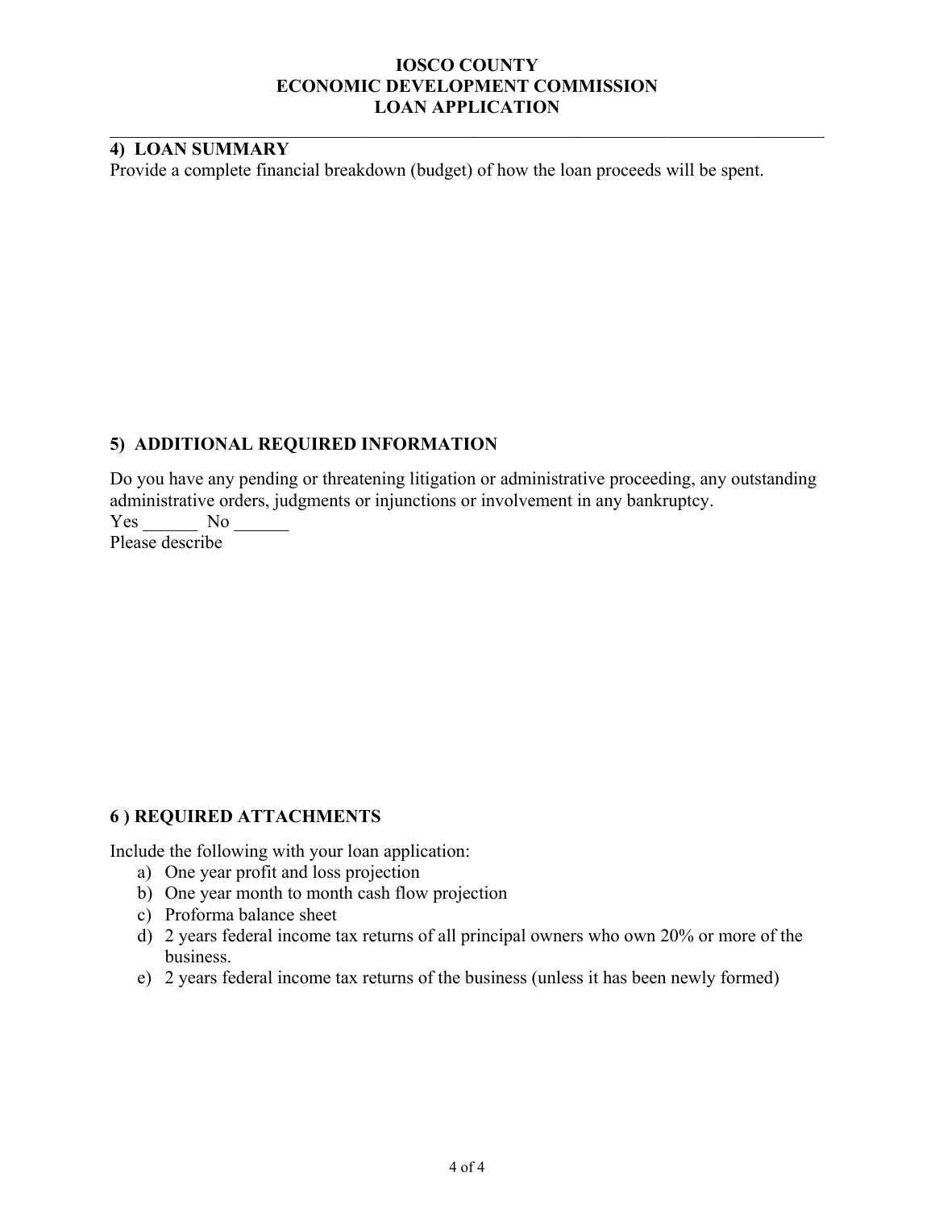**IOSCO COUNTY**
**ECONOMIC DEVELOPMENT COMMISSION**
**LOAN APPLICATION**

---

## 4) LOAN SUMMARY

Provide a complete financial breakdown (budget) of how the loan proceeds will be spent.

## 5) ADDITIONAL REQUIRED INFORMATION

Do you have any pending or threatening litigation or administrative proceeding, any outstanding administrative orders, judgments or injunctions or involvement in any bankruptcy.

Yes ______ No ______

Please describe

## 6 ) REQUIRED ATTACHMENTS

Include the following with your loan application:

a) One year profit and loss projection
b) One year month to month cash flow projection
c) Proforma balance sheet
d) 2 years federal income tax returns of all principal owners who own 20% or more of the business.
e) 2 years federal income tax returns of the business (unless it has been newly formed)